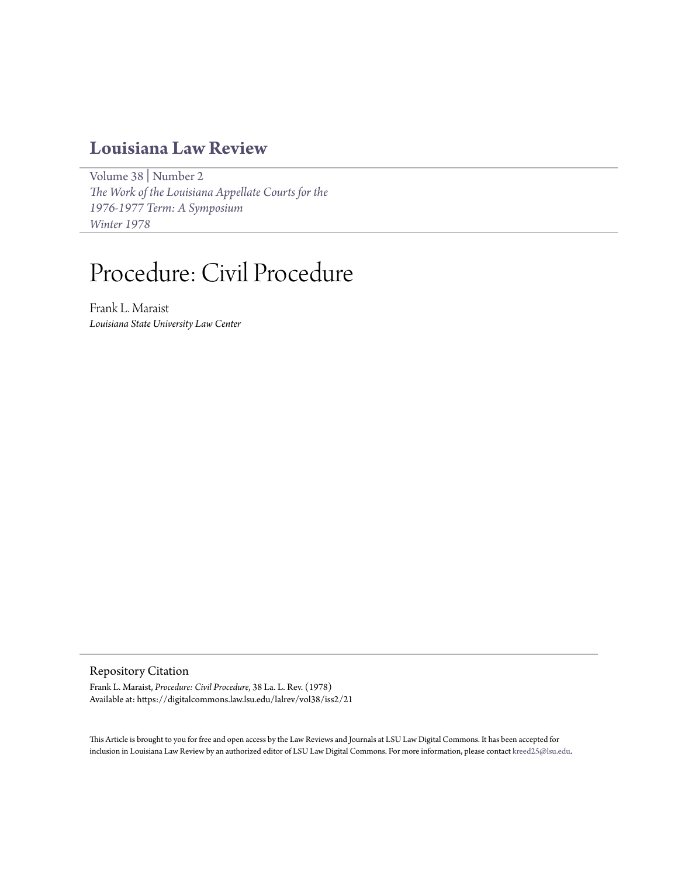# Louisiana Law Review

Volume 38 | Number 2
*The Work of the Louisiana Appellate Courts for the 1976-1977 Term: A Symposium*
*Winter 1978*

# Procedure: Civil Procedure

Frank L. Maraist
*Louisiana State University Law Center*

## Repository Citation

Frank L. Maraist, *Procedure: Civil Procedure*, 38 La. L. Rev. (1978)
Available at: https://digitalcommons.law.lsu.edu/lalrev/vol38/iss2/21

This Article is brought to you for free and open access by the Law Reviews and Journals at LSU Law Digital Commons. It has been accepted for inclusion in Louisiana Law Review by an authorized editor of LSU Law Digital Commons. For more information, please contact kreed25@lsu.edu.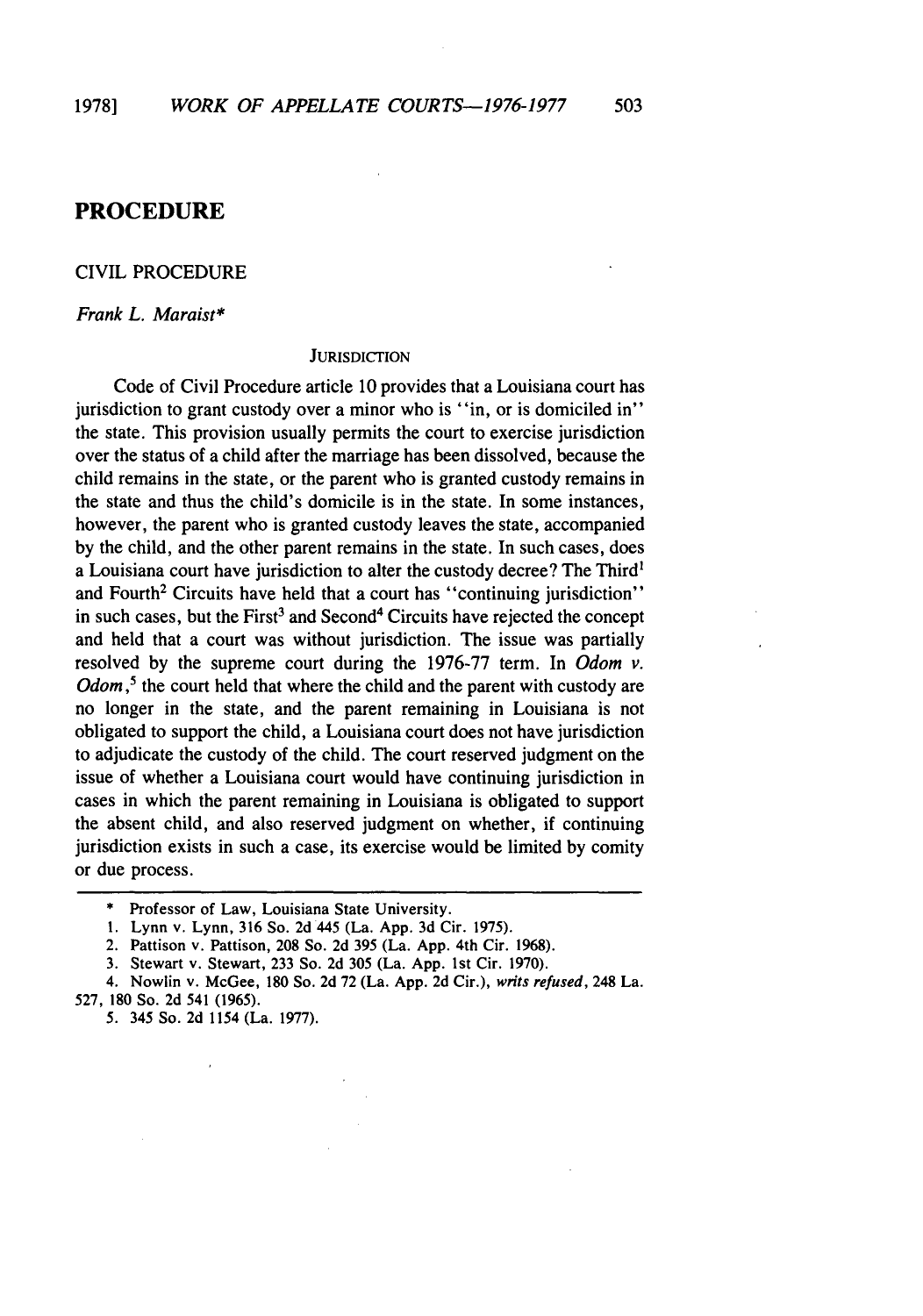# PROCEDURE

## CIVIL PROCEDURE

*Frank L. Maraist**

### JURISDICTION

Code of Civil Procedure article 10 provides that a Louisiana court has jurisdiction to grant custody over a minor who is "in, or is domiciled in" the state. This provision usually permits the court to exercise jurisdiction over the status of a child after the marriage has been dissolved, because the child remains in the state, or the parent who is granted custody remains in the state and thus the child's domicile is in the state. In some instances, however, the parent who is granted custody leaves the state, accompanied by the child, and the other parent remains in the state. In such cases, does a Louisiana court have jurisdiction to alter the custody decree? The Third[1] and Fourth[2] Circuits have held that a court has "continuing jurisdiction" in such cases, but the First[3] and Second[4] Circuits have rejected the concept and held that a court was without jurisdiction. The issue was partially resolved by the supreme court during the 1976-77 term. In *Odom v. Odom*,[5] the court held that where the child and the parent with custody are no longer in the state, and the parent remaining in Louisiana is not obligated to support the child, a Louisiana court does not have jurisdiction to adjudicate the custody of the child. The court reserved judgment on the issue of whether a Louisiana court would have continuing jurisdiction in cases in which the parent remaining in Louisiana is obligated to support the absent child, and also reserved judgment on whether, if continuing jurisdiction exists in such a case, its exercise would be limited by comity or due process.

---

\* Professor of Law, Louisiana State University.

1. Lynn v. Lynn, 316 So. 2d 445 (La. App. 3d Cir. 1975).

2. Pattison v. Pattison, 208 So. 2d 395 (La. App. 4th Cir. 1968).

3. Stewart v. Stewart, 233 So. 2d 305 (La. App. 1st Cir. 1970).

4. Nowlin v. McGee, 180 So. 2d 72 (La. App. 2d Cir.), *writs refused*, 248 La. 527, 180 So. 2d 541 (1965).

5. 345 So. 2d 1154 (La. 1977).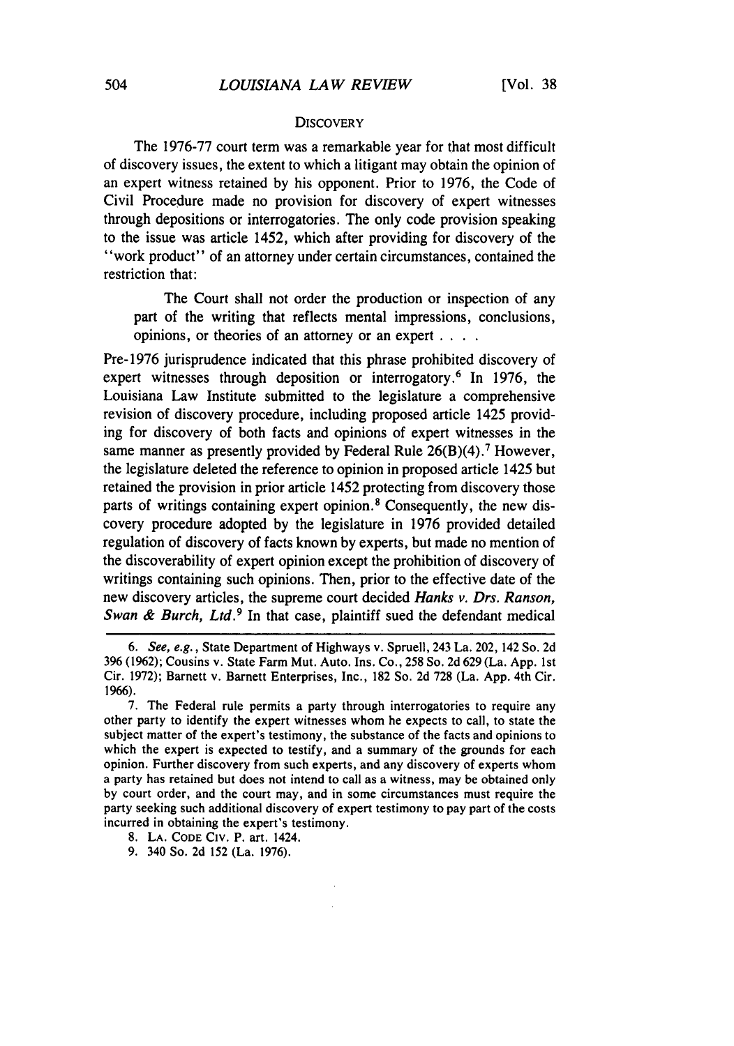## DISCOVERY

The 1976-77 court term was a remarkable year for that most difficult of discovery issues, the extent to which a litigant may obtain the opinion of an expert witness retained by his opponent. Prior to 1976, the Code of Civil Procedure made no provision for discovery of expert witnesses through depositions or interrogatories. The only code provision speaking to the issue was article 1452, which after providing for discovery of the "work product" of an attorney under certain circumstances, contained the restriction that:

> The Court shall not order the production or inspection of any part of the writing that reflects mental impressions, conclusions, opinions, or theories of an attorney or an expert . . . .

Pre-1976 jurisprudence indicated that this phrase prohibited discovery of expert witnesses through deposition or interrogatory.[6] In 1976, the Louisiana Law Institute submitted to the legislature a comprehensive revision of discovery procedure, including proposed article 1425 providing for discovery of both facts and opinions of expert witnesses in the same manner as presently provided by Federal Rule 26(B)(4).[7] However, the legislature deleted the reference to opinion in proposed article 1425 but retained the provision in prior article 1452 protecting from discovery those parts of writings containing expert opinion.[8] Consequently, the new discovery procedure adopted by the legislature in 1976 provided detailed regulation of discovery of facts known by experts, but made no mention of the discoverability of expert opinion except the prohibition of discovery of writings containing such opinions. Then, prior to the effective date of the new discovery articles, the supreme court decided *Hanks v. Drs. Ranson, Swan & Burch, Ltd.*[9] In that case, plaintiff sued the defendant medical

---

6. *See, e.g.*, State Department of Highways v. Spruell, 243 La. 202, 142 So. 2d 396 (1962); Cousins v. State Farm Mut. Auto. Ins. Co., 258 So. 2d 629 (La. App. 1st Cir. 1972); Barnett v. Barnett Enterprises, Inc., 182 So. 2d 728 (La. App. 4th Cir. 1966).

7. The Federal rule permits a party through interrogatories to require any other party to identify the expert witnesses whom he expects to call, to state the subject matter of the expert's testimony, the substance of the facts and opinions to which the expert is expected to testify, and a summary of the grounds for each opinion. Further discovery from such experts, and any discovery of experts whom a party has retained but does not intend to call as a witness, may be obtained only by court order, and the court may, and in some circumstances must require the party seeking such additional discovery of expert testimony to pay part of the costs incurred in obtaining the expert's testimony.

8. LA. CODE CIV. P. art. 1424.

9. 340 So. 2d 152 (La. 1976).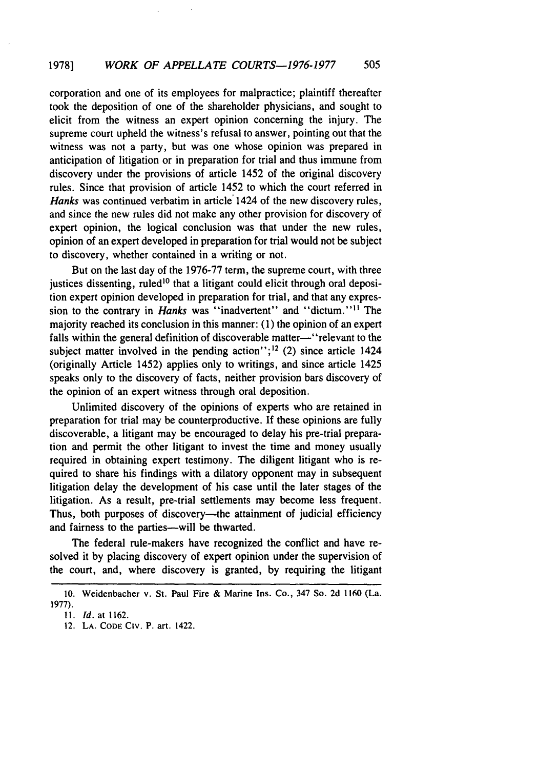corporation and one of its employees for malpractice; plaintiff thereafter took the deposition of one of the shareholder physicians, and sought to elicit from the witness an expert opinion concerning the injury. The supreme court upheld the witness's refusal to answer, pointing out that the witness was not a party, but was one whose opinion was prepared in anticipation of litigation or in preparation for trial and thus immune from discovery under the provisions of article 1452 of the original discovery rules. Since that provision of article 1452 to which the court referred in *Hanks* was continued verbatim in article 1424 of the new discovery rules, and since the new rules did not make any other provision for discovery of expert opinion, the logical conclusion was that under the new rules, opinion of an expert developed in preparation for trial would not be subject to discovery, whether contained in a writing or not.

But on the last day of the 1976-77 term, the supreme court, with three justices dissenting, ruled[10] that a litigant could elicit through oral deposition expert opinion developed in preparation for trial, and that any expression to the contrary in *Hanks* was "inadvertent" and "dictum."[11] The majority reached its conclusion in this manner: (1) the opinion of an expert falls within the general definition of discoverable matter—"relevant to the subject matter involved in the pending action";[12] (2) since article 1424 (originally Article 1452) applies only to writings, and since article 1425 speaks only to the discovery of facts, neither provision bars discovery of the opinion of an expert witness through oral deposition.

Unlimited discovery of the opinions of experts who are retained in preparation for trial may be counterproductive. If these opinions are fully discoverable, a litigant may be encouraged to delay his pre-trial preparation and permit the other litigant to invest the time and money usually required in obtaining expert testimony. The diligent litigant who is required to share his findings with a dilatory opponent may in subsequent litigation delay the development of his case until the later stages of the litigation. As a result, pre-trial settlements may become less frequent. Thus, both purposes of discovery—the attainment of judicial efficiency and fairness to the parties—will be thwarted.

The federal rule-makers have recognized the conflict and have resolved it by placing discovery of expert opinion under the supervision of the court, and, where discovery is granted, by requiring the litigant

---

10. Weidenbacher v. St. Paul Fire & Marine Ins. Co., 347 So. 2d 1160 (La. 1977).

11. *Id.* at 1162.

12. LA. CODE CIV. P. art. 1422.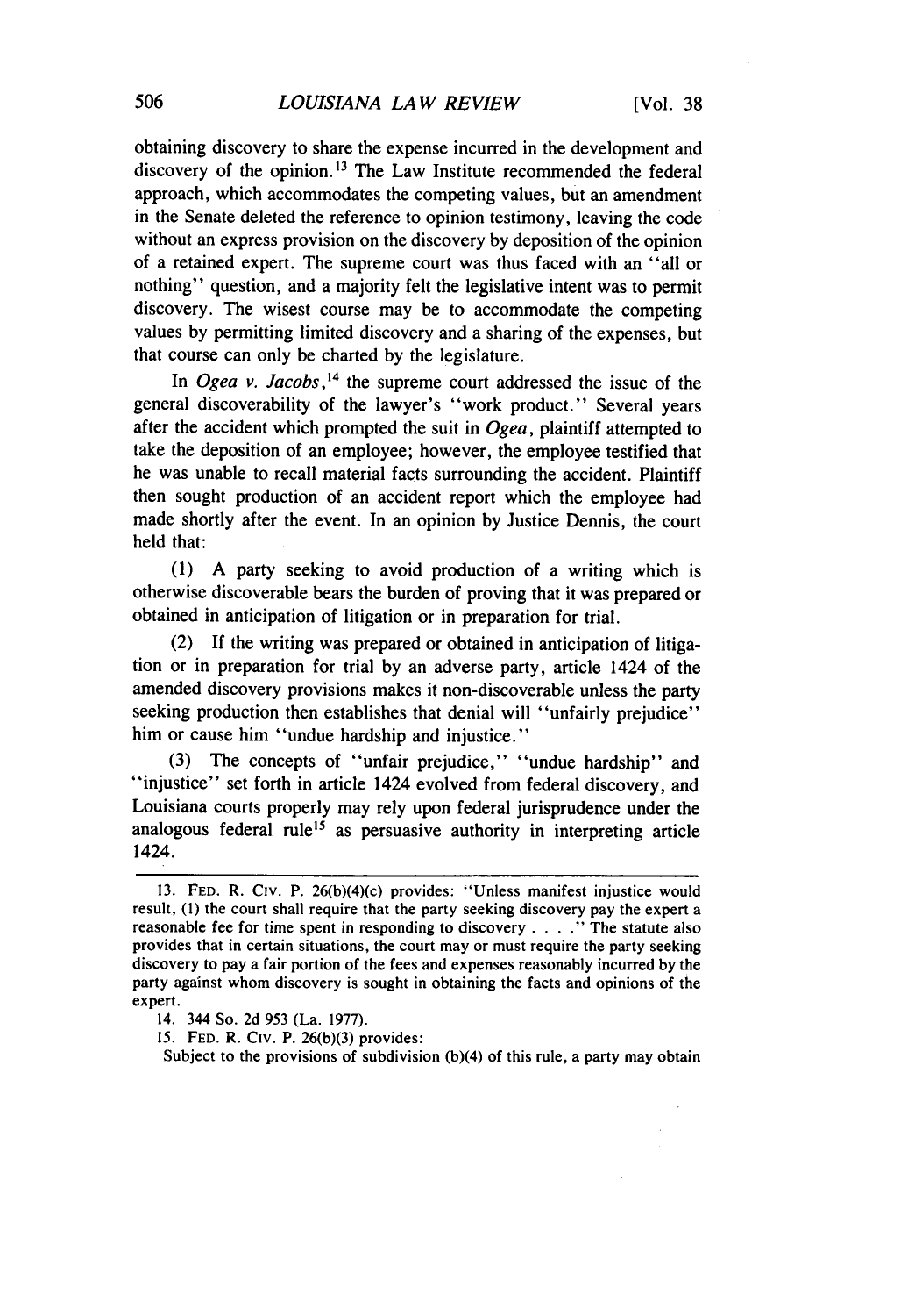obtaining discovery to share the expense incurred in the development and discovery of the opinion.[13] The Law Institute recommended the federal approach, which accommodates the competing values, but an amendment in the Senate deleted the reference to opinion testimony, leaving the code without an express provision on the discovery by deposition of the opinion of a retained expert. The supreme court was thus faced with an "all or nothing" question, and a majority felt the legislative intent was to permit discovery. The wisest course may be to accommodate the competing values by permitting limited discovery and a sharing of the expenses, but that course can only be charted by the legislature.

In *Ogea v. Jacobs*,[14] the supreme court addressed the issue of the general discoverability of the lawyer's "work product." Several years after the accident which prompted the suit in *Ogea*, plaintiff attempted to take the deposition of an employee; however, the employee testified that he was unable to recall material facts surrounding the accident. Plaintiff then sought production of an accident report which the employee had made shortly after the event. In an opinion by Justice Dennis, the court held that:

(1) A party seeking to avoid production of a writing which is otherwise discoverable bears the burden of proving that it was prepared or obtained in anticipation of litigation or in preparation for trial.

(2) If the writing was prepared or obtained in anticipation of litigation or in preparation for trial by an adverse party, article 1424 of the amended discovery provisions makes it non-discoverable unless the party seeking production then establishes that denial will "unfairly prejudice" him or cause him "undue hardship and injustice."

(3) The concepts of "unfair prejudice," "undue hardship" and "injustice" set forth in article 1424 evolved from federal discovery, and Louisiana courts properly may rely upon federal jurisprudence under the analogous federal rule[15] as persuasive authority in interpreting article 1424.

---

13. FED. R. CIV. P. 26(b)(4)(c) provides: "Unless manifest injustice would result, (1) the court shall require that the party seeking discovery pay the expert a reasonable fee for time spent in responding to discovery . . . ." The statute also provides that in certain situations, the court may or must require the party seeking discovery to pay a fair portion of the fees and expenses reasonably incurred by the party against whom discovery is sought in obtaining the facts and opinions of the expert.

14. 344 So. 2d 953 (La. 1977).

15. FED. R. CIV. P. 26(b)(3) provides:

Subject to the provisions of subdivision (b)(4) of this rule, a party may obtain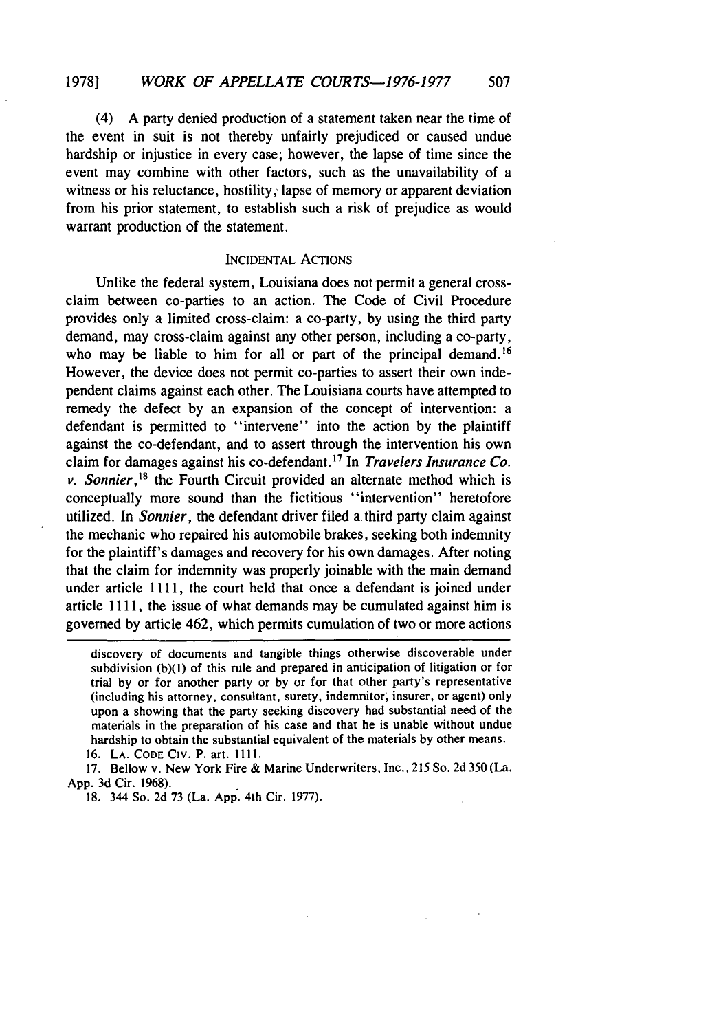(4) A party denied production of a statement taken near the time of the event in suit is not thereby unfairly prejudiced or caused undue hardship or injustice in every case; however, the lapse of time since the event may combine with other factors, such as the unavailability of a witness or his reluctance, hostility, lapse of memory or apparent deviation from his prior statement, to establish such a risk of prejudice as would warrant production of the statement.

### INCIDENTAL ACTIONS

Unlike the federal system, Louisiana does not permit a general cross-claim between co-parties to an action. The Code of Civil Procedure provides only a limited cross-claim: a co-party, by using the third party demand, may cross-claim against any other person, including a co-party, who may be liable to him for all or part of the principal demand.[16] However, the device does not permit co-parties to assert their own independent claims against each other. The Louisiana courts have attempted to remedy the defect by an expansion of the concept of intervention: a defendant is permitted to "intervene" into the action by the plaintiff against the co-defendant, and to assert through the intervention his own claim for damages against his co-defendant.[17] In *Travelers Insurance Co. v. Sonnier*,[18] the Fourth Circuit provided an alternate method which is conceptually more sound than the fictitious "intervention" heretofore utilized. In *Sonnier*, the defendant driver filed a third party claim against the mechanic who repaired his automobile brakes, seeking both indemnity for the plaintiff's damages and recovery for his own damages. After noting that the claim for indemnity was properly joinable with the main demand under article 1111, the court held that once a defendant is joined under article 1111, the issue of what demands may be cumulated against him is governed by article 462, which permits cumulation of two or more actions

---

discovery of documents and tangible things otherwise discoverable under subdivision (b)(1) of this rule and prepared in anticipation of litigation or for trial by or for another party or by or for that other party's representative (including his attorney, consultant, surety, indemnitor, insurer, or agent) only upon a showing that the party seeking discovery had substantial need of the materials in the preparation of his case and that he is unable without undue hardship to obtain the substantial equivalent of the materials by other means.

16. LA. CODE CIV. P. art. 1111.

17. Bellow v. New York Fire & Marine Underwriters, Inc., 215 So. 2d 350 (La. App. 3d Cir. 1968).

18. 344 So. 2d 73 (La. App. 4th Cir. 1977).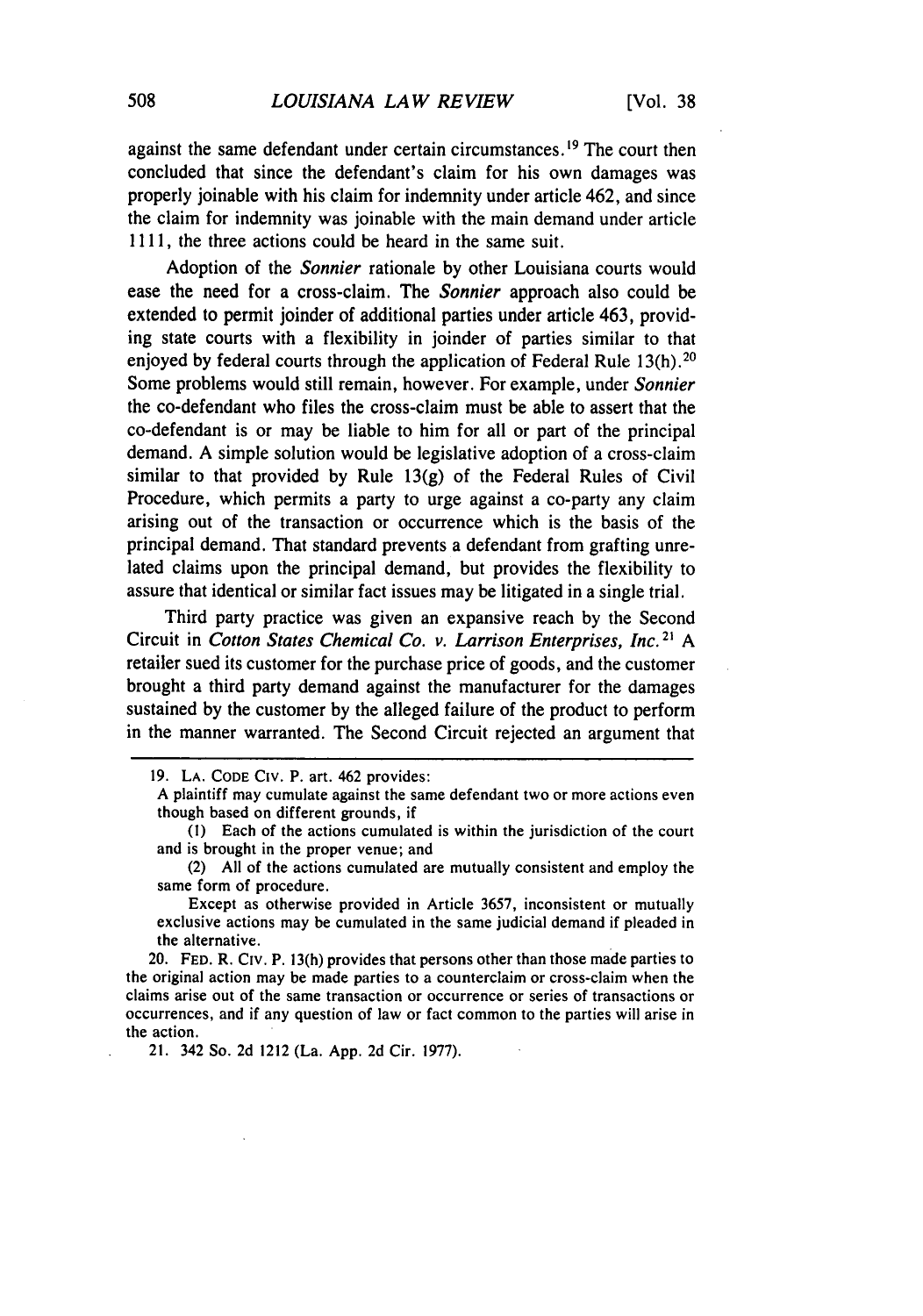against the same defendant under certain circumstances.[19] The court then concluded that since the defendant's claim for his own damages was properly joinable with his claim for indemnity under article 462, and since the claim for indemnity was joinable with the main demand under article 1111, the three actions could be heard in the same suit.

Adoption of the *Sonnier* rationale by other Louisiana courts would ease the need for a cross-claim. The *Sonnier* approach also could be extended to permit joinder of additional parties under article 463, providing state courts with a flexibility in joinder of parties similar to that enjoyed by federal courts through the application of Federal Rule 13(h).[20] Some problems would still remain, however. For example, under *Sonnier* the co-defendant who files the cross-claim must be able to assert that the co-defendant is or may be liable to him for all or part of the principal demand. A simple solution would be legislative adoption of a cross-claim similar to that provided by Rule 13(g) of the Federal Rules of Civil Procedure, which permits a party to urge against a co-party any claim arising out of the transaction or occurrence which is the basis of the principal demand. That standard prevents a defendant from grafting unrelated claims upon the principal demand, but provides the flexibility to assure that identical or similar fact issues may be litigated in a single trial.

Third party practice was given an expansive reach by the Second Circuit in *Cotton States Chemical Co. v. Larrison Enterprises, Inc.*[21] A retailer sued its customer for the purchase price of goods, and the customer brought a third party demand against the manufacturer for the damages sustained by the customer by the alleged failure of the product to perform in the manner warranted. The Second Circuit rejected an argument that

---

19. LA. CODE CIV. P. art. 462 provides:

A plaintiff may cumulate against the same defendant two or more actions even though based on different grounds, if

(1) Each of the actions cumulated is within the jurisdiction of the court and is brought in the proper venue; and

(2) All of the actions cumulated are mutually consistent and employ the same form of procedure.

Except as otherwise provided in Article 3657, inconsistent or mutually exclusive actions may be cumulated in the same judicial demand if pleaded in the alternative.

20. FED. R. CIV. P. 13(h) provides that persons other than those made parties to the original action may be made parties to a counterclaim or cross-claim when the claims arise out of the same transaction or occurrence or series of transactions or occurrences, and if any question of law or fact common to the parties will arise in the action.

21. 342 So. 2d 1212 (La. App. 2d Cir. 1977).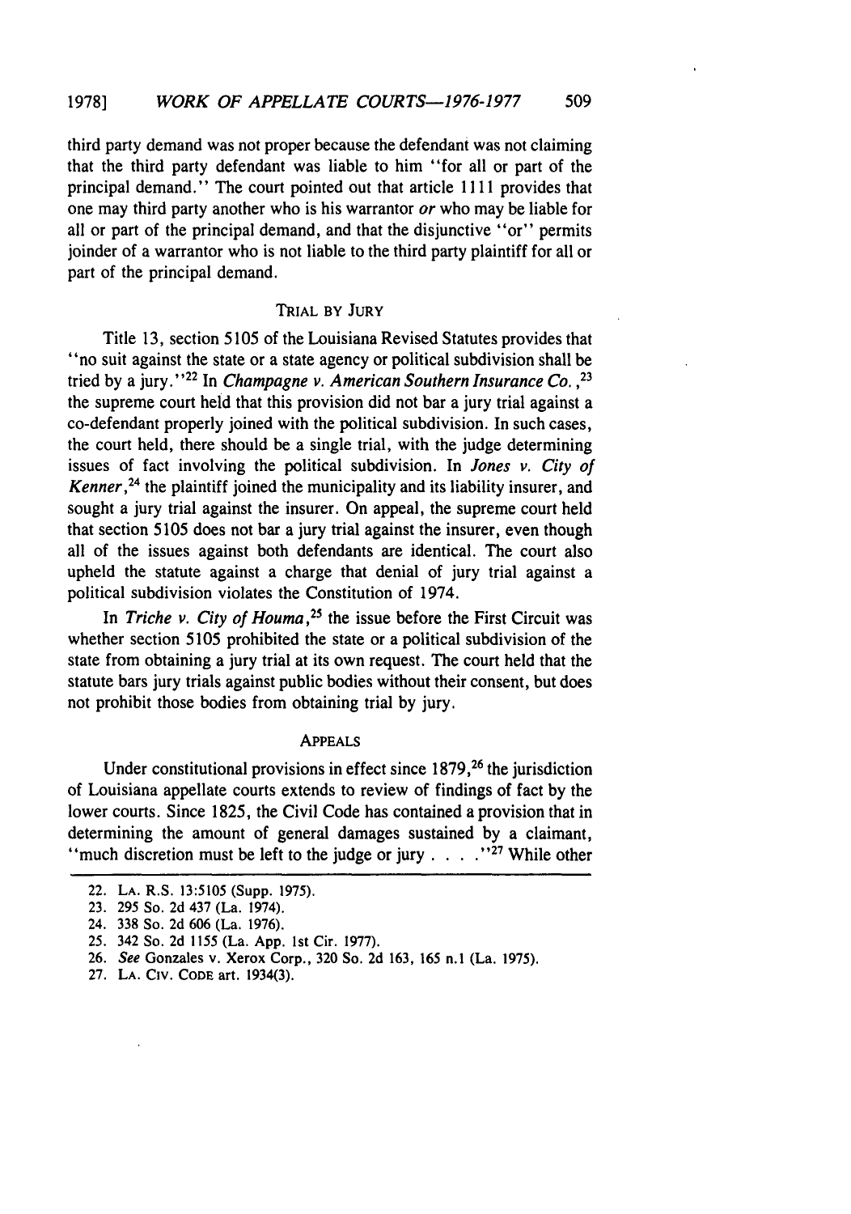third party demand was not proper because the defendant was not claiming that the third party defendant was liable to him "for all or part of the principal demand." The court pointed out that article 1111 provides that one may third party another who is his warrantor *or* who may be liable for all or part of the principal demand, and that the disjunctive "or" permits joinder of a warrantor who is not liable to the third party plaintiff for all or part of the principal demand.

## TRIAL BY JURY

Title 13, section 5105 of the Louisiana Revised Statutes provides that "no suit against the state or a state agency or political subdivision shall be tried by a jury."[22] In *Champagne v. American Southern Insurance Co.*,[23] the supreme court held that this provision did not bar a jury trial against a co-defendant properly joined with the political subdivision. In such cases, the court held, there should be a single trial, with the judge determining issues of fact involving the political subdivision. In *Jones v. City of Kenner*,[24] the plaintiff joined the municipality and its liability insurer, and sought a jury trial against the insurer. On appeal, the supreme court held that section 5105 does not bar a jury trial against the insurer, even though all of the issues against both defendants are identical. The court also upheld the statute against a charge that denial of jury trial against a political subdivision violates the Constitution of 1974.

In *Triche v. City of Houma*,[25] the issue before the First Circuit was whether section 5105 prohibited the state or a political subdivision of the state from obtaining a jury trial at its own request. The court held that the statute bars jury trials against public bodies without their consent, but does not prohibit those bodies from obtaining trial by jury.

## APPEALS

Under constitutional provisions in effect since 1879,[26] the jurisdiction of Louisiana appellate courts extends to review of findings of fact by the lower courts. Since 1825, the Civil Code has contained a provision that in determining the amount of general damages sustained by a claimant, "much discretion must be left to the judge or jury . . . ."[27] While other

---

22. LA. R.S. 13:5105 (Supp. 1975).
23. 295 So. 2d 437 (La. 1974).
24. 338 So. 2d 606 (La. 1976).
25. 342 So. 2d 1155 (La. App. 1st Cir. 1977).
26. *See* Gonzales v. Xerox Corp., 320 So. 2d 163, 165 n.1 (La. 1975).
27. LA. CIV. CODE art. 1934(3).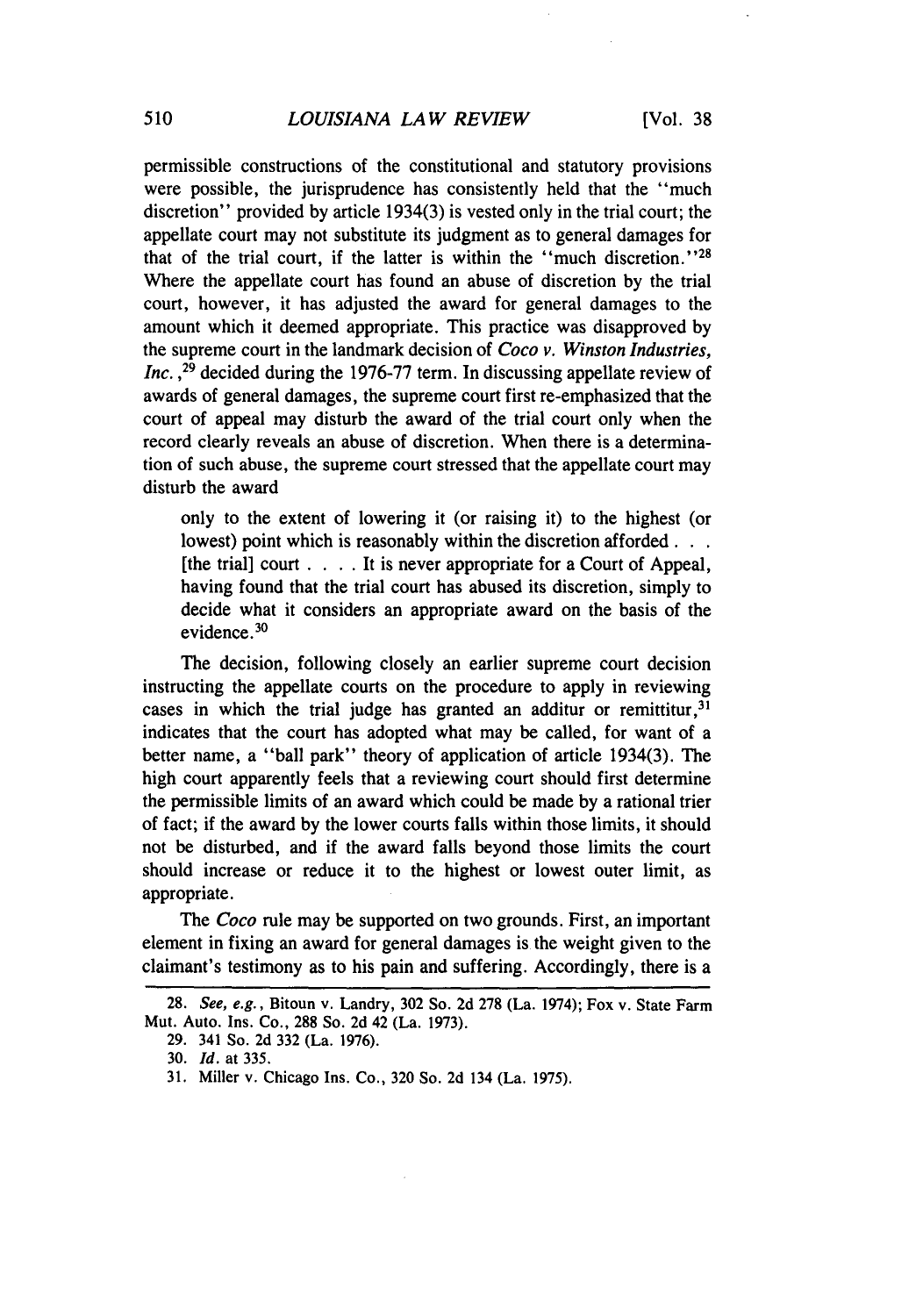permissible constructions of the constitutional and statutory provisions were possible, the jurisprudence has consistently held that the "much discretion" provided by article 1934(3) is vested only in the trial court; the appellate court may not substitute its judgment as to general damages for that of the trial court, if the latter is within the "much discretion."[28] Where the appellate court has found an abuse of discretion by the trial court, however, it has adjusted the award for general damages to the amount which it deemed appropriate. This practice was disapproved by the supreme court in the landmark decision of *Coco v. Winston Industries, Inc.*,[29] decided during the 1976-77 term. In discussing appellate review of awards of general damages, the supreme court first re-emphasized that the court of appeal may disturb the award of the trial court only when the record clearly reveals an abuse of discretion. When there is a determination of such abuse, the supreme court stressed that the appellate court may disturb the award

> only to the extent of lowering it (or raising it) to the highest (or lowest) point which is reasonably within the discretion afforded . . . [the trial] court . . . . It is never appropriate for a Court of Appeal, having found that the trial court has abused its discretion, simply to decide what it considers an appropriate award on the basis of the evidence.[30]

The decision, following closely an earlier supreme court decision instructing the appellate courts on the procedure to apply in reviewing cases in which the trial judge has granted an additur or remittitur,[31] indicates that the court has adopted what may be called, for want of a better name, a "ball park" theory of application of article 1934(3). The high court apparently feels that a reviewing court should first determine the permissible limits of an award which could be made by a rational trier of fact; if the award by the lower courts falls within those limits, it should not be disturbed, and if the award falls beyond those limits the court should increase or reduce it to the highest or lowest outer limit, as appropriate.

The *Coco* rule may be supported on two grounds. First, an important element in fixing an award for general damages is the weight given to the claimant's testimony as to his pain and suffering. Accordingly, there is a

---

28. *See, e.g.*, Bitoun v. Landry, 302 So. 2d 278 (La. 1974); Fox v. State Farm Mut. Auto. Ins. Co., 288 So. 2d 42 (La. 1973).

29. 341 So. 2d 332 (La. 1976).

30. *Id.* at 335.

31. Miller v. Chicago Ins. Co., 320 So. 2d 134 (La. 1975).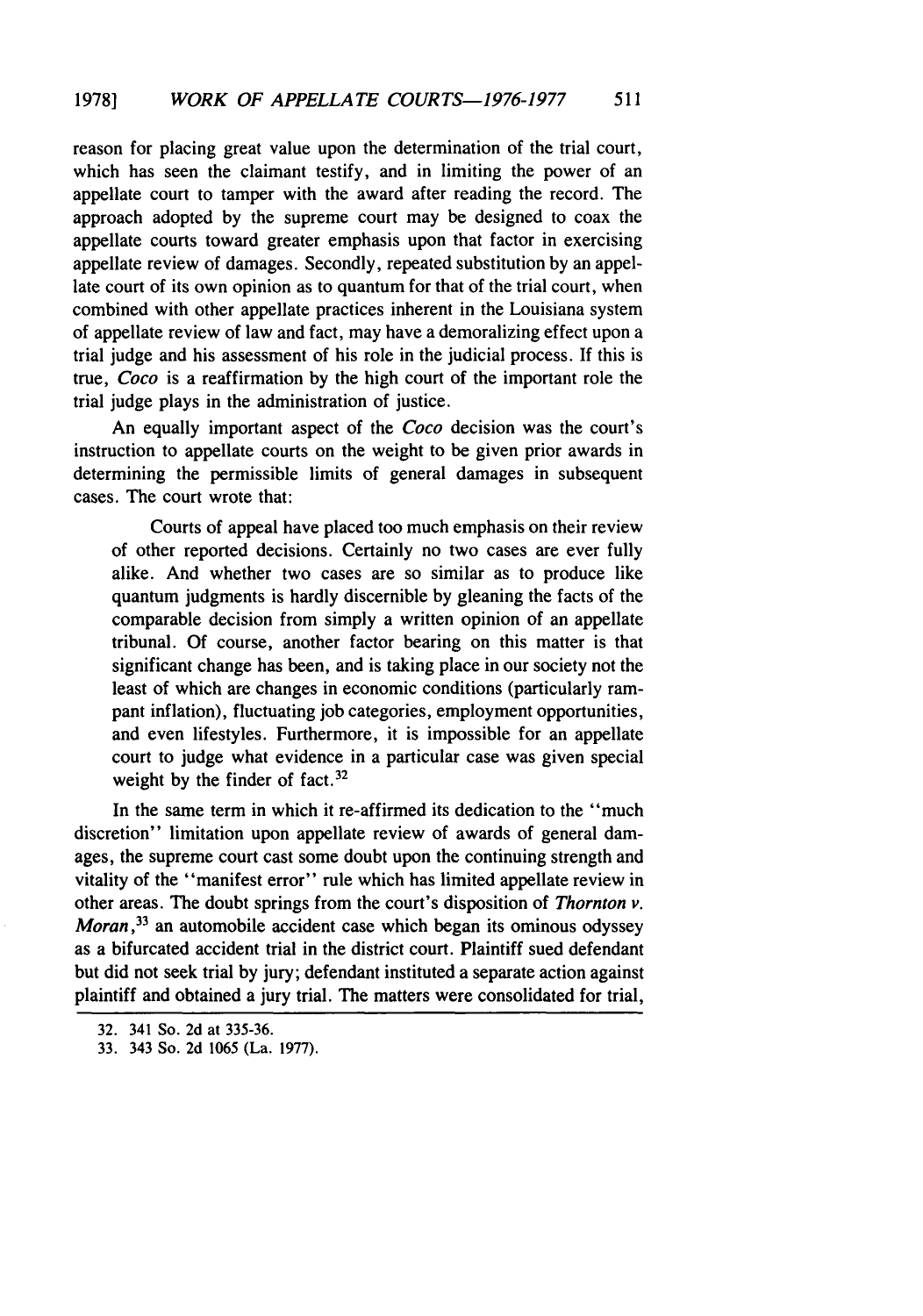reason for placing great value upon the determination of the trial court, which has seen the claimant testify, and in limiting the power of an appellate court to tamper with the award after reading the record. The approach adopted by the supreme court may be designed to coax the appellate courts toward greater emphasis upon that factor in exercising appellate review of damages. Secondly, repeated substitution by an appellate court of its own opinion as to quantum for that of the trial court, when combined with other appellate practices inherent in the Louisiana system of appellate review of law and fact, may have a demoralizing effect upon a trial judge and his assessment of his role in the judicial process. If this is true, *Coco* is a reaffirmation by the high court of the important role the trial judge plays in the administration of justice.

An equally important aspect of the *Coco* decision was the court's instruction to appellate courts on the weight to be given prior awards in determining the permissible limits of general damages in subsequent cases. The court wrote that:

> Courts of appeal have placed too much emphasis on their review of other reported decisions. Certainly no two cases are ever fully alike. And whether two cases are so similar as to produce like quantum judgments is hardly discernible by gleaning the facts of the comparable decision from simply a written opinion of an appellate tribunal. Of course, another factor bearing on this matter is that significant change has been, and is taking place in our society not the least of which are changes in economic conditions (particularly rampant inflation), fluctuating job categories, employment opportunities, and even lifestyles. Furthermore, it is impossible for an appellate court to judge what evidence in a particular case was given special weight by the finder of fact.[32]

In the same term in which it re-affirmed its dedication to the "much discretion" limitation upon appellate review of awards of general damages, the supreme court cast some doubt upon the continuing strength and vitality of the "manifest error" rule which has limited appellate review in other areas. The doubt springs from the court's disposition of *Thornton v. Moran*,[33] an automobile accident case which began its ominous odyssey as a bifurcated accident trial in the district court. Plaintiff sued defendant but did not seek trial by jury; defendant instituted a separate action against plaintiff and obtained a jury trial. The matters were consolidated for trial,

---

32. 341 So. 2d at 335-36.

33. 343 So. 2d 1065 (La. 1977).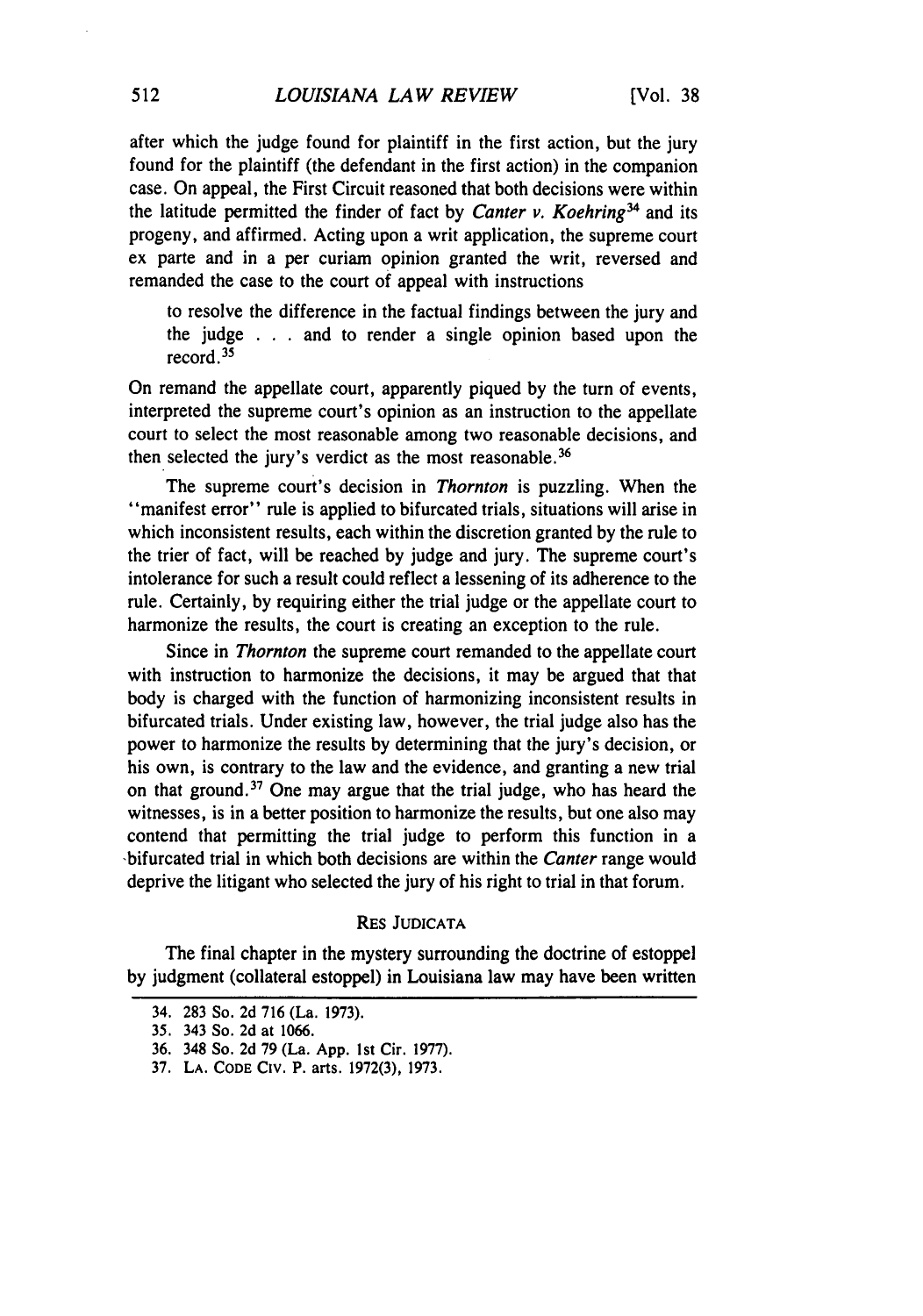after which the judge found for plaintiff in the first action, but the jury found for the plaintiff (the defendant in the first action) in the companion case. On appeal, the First Circuit reasoned that both decisions were within the latitude permitted the finder of fact by *Canter v. Koehring*[34] and its progeny, and affirmed. Acting upon a writ application, the supreme court ex parte and in a per curiam opinion granted the writ, reversed and remanded the case to the court of appeal with instructions

> to resolve the difference in the factual findings between the jury and the judge . . . and to render a single opinion based upon the record.[35]

On remand the appellate court, apparently piqued by the turn of events, interpreted the supreme court's opinion as an instruction to the appellate court to select the most reasonable among two reasonable decisions, and then selected the jury's verdict as the most reasonable.[36]

The supreme court's decision in *Thornton* is puzzling. When the "manifest error" rule is applied to bifurcated trials, situations will arise in which inconsistent results, each within the discretion granted by the rule to the trier of fact, will be reached by judge and jury. The supreme court's intolerance for such a result could reflect a lessening of its adherence to the rule. Certainly, by requiring either the trial judge or the appellate court to harmonize the results, the court is creating an exception to the rule.

Since in *Thornton* the supreme court remanded to the appellate court with instruction to harmonize the decisions, it may be argued that that body is charged with the function of harmonizing inconsistent results in bifurcated trials. Under existing law, however, the trial judge also has the power to harmonize the results by determining that the jury's decision, or his own, is contrary to the law and the evidence, and granting a new trial on that ground.[37] One may argue that the trial judge, who has heard the witnesses, is in a better position to harmonize the results, but one also may contend that permitting the trial judge to perform this function in a bifurcated trial in which both decisions are within the *Canter* range would deprive the litigant who selected the jury of his right to trial in that forum.

## RES JUDICATA

The final chapter in the mystery surrounding the doctrine of estoppel by judgment (collateral estoppel) in Louisiana law may have been written

---

34. 283 So. 2d 716 (La. 1973).
35. 343 So. 2d at 1066.
36. 348 So. 2d 79 (La. App. 1st Cir. 1977).
37. LA. CODE CIV. P. arts. 1972(3), 1973.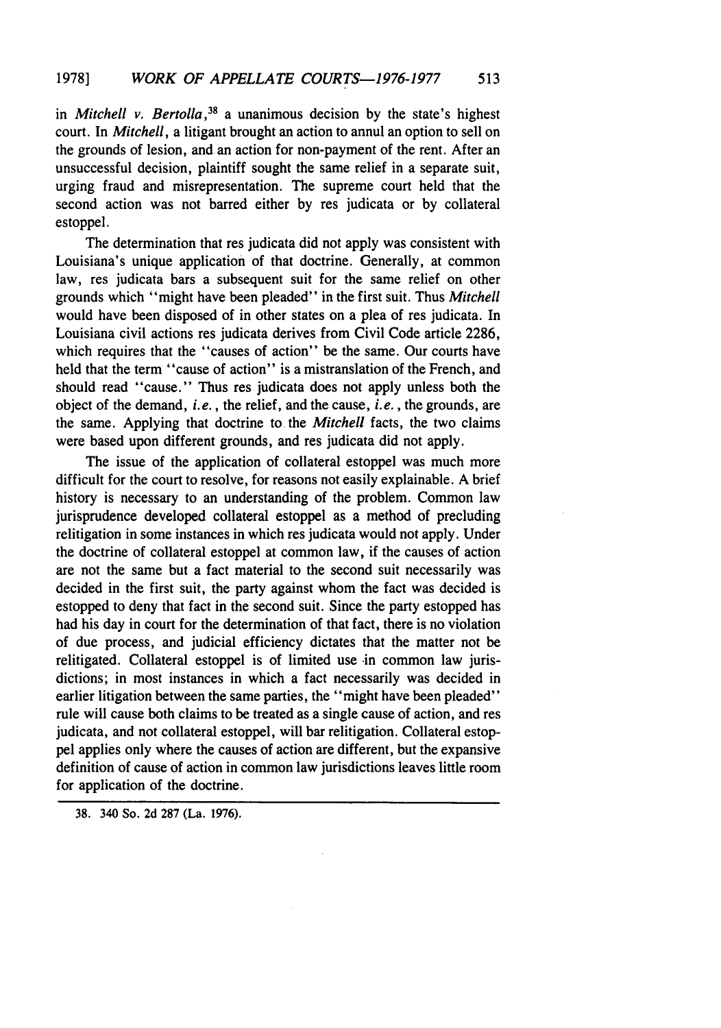in *Mitchell v. Bertolla*,[38] a unanimous decision by the state's highest court. In *Mitchell*, a litigant brought an action to annul an option to sell on the grounds of lesion, and an action for non-payment of the rent. After an unsuccessful decision, plaintiff sought the same relief in a separate suit, urging fraud and misrepresentation. The supreme court held that the second action was not barred either by res judicata or by collateral estoppel.

The determination that res judicata did not apply was consistent with Louisiana's unique application of that doctrine. Generally, at common law, res judicata bars a subsequent suit for the same relief on other grounds which "might have been pleaded" in the first suit. Thus *Mitchell* would have been disposed of in other states on a plea of res judicata. In Louisiana civil actions res judicata derives from Civil Code article 2286, which requires that the "causes of action" be the same. Our courts have held that the term "cause of action" is a mistranslation of the French, and should read "cause." Thus res judicata does not apply unless both the object of the demand, *i.e.*, the relief, and the cause, *i.e.*, the grounds, are the same. Applying that doctrine to the *Mitchell* facts, the two claims were based upon different grounds, and res judicata did not apply.

The issue of the application of collateral estoppel was much more difficult for the court to resolve, for reasons not easily explainable. A brief history is necessary to an understanding of the problem. Common law jurisprudence developed collateral estoppel as a method of precluding relitigation in some instances in which res judicata would not apply. Under the doctrine of collateral estoppel at common law, if the causes of action are not the same but a fact material to the second suit necessarily was decided in the first suit, the party against whom the fact was decided is estopped to deny that fact in the second suit. Since the party estopped has had his day in court for the determination of that fact, there is no violation of due process, and judicial efficiency dictates that the matter not be relitigated. Collateral estoppel is of limited use in common law jurisdictions; in most instances in which a fact necessarily was decided in earlier litigation between the same parties, the "might have been pleaded" rule will cause both claims to be treated as a single cause of action, and res judicata, and not collateral estoppel, will bar relitigation. Collateral estoppel applies only where the causes of action are different, but the expansive definition of cause of action in common law jurisdictions leaves little room for application of the doctrine.

---

38. 340 So. 2d 287 (La. 1976).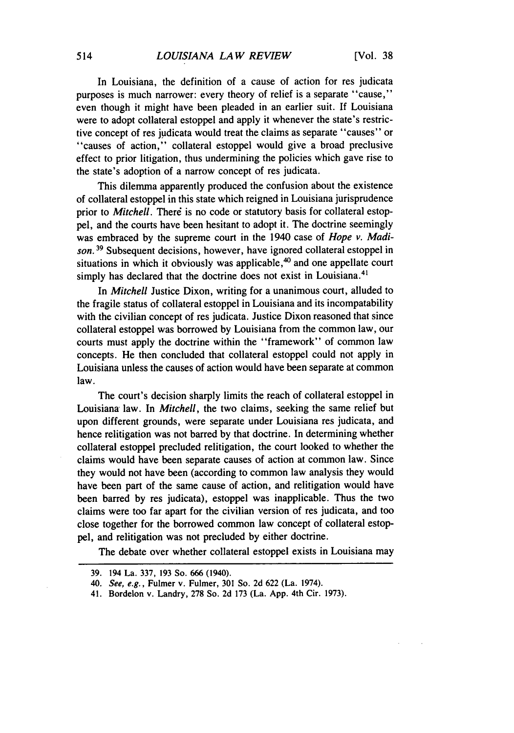In Louisiana, the definition of a cause of action for res judicata purposes is much narrower: every theory of relief is a separate "cause," even though it might have been pleaded in an earlier suit. If Louisiana were to adopt collateral estoppel and apply it whenever the state's restrictive concept of res judicata would treat the claims as separate "causes" or "causes of action," collateral estoppel would give a broad preclusive effect to prior litigation, thus undermining the policies which gave rise to the state's adoption of a narrow concept of res judicata.

This dilemma apparently produced the confusion about the existence of collateral estoppel in this state which reigned in Louisiana jurisprudence prior to *Mitchell*. There is no code or statutory basis for collateral estoppel, and the courts have been hesitant to adopt it. The doctrine seemingly was embraced by the supreme court in the 1940 case of *Hope v. Madison*.[39] Subsequent decisions, however, have ignored collateral estoppel in situations in which it obviously was applicable,[40] and one appellate court simply has declared that the doctrine does not exist in Louisiana.[41]

In *Mitchell* Justice Dixon, writing for a unanimous court, alluded to the fragile status of collateral estoppel in Louisiana and its incompatability with the civilian concept of res judicata. Justice Dixon reasoned that since collateral estoppel was borrowed by Louisiana from the common law, our courts must apply the doctrine within the "framework" of common law concepts. He then concluded that collateral estoppel could not apply in Louisiana unless the causes of action would have been separate at common law.

The court's decision sharply limits the reach of collateral estoppel in Louisiana law. In *Mitchell*, the two claims, seeking the same relief but upon different grounds, were separate under Louisiana res judicata, and hence relitigation was not barred by that doctrine. In determining whether collateral estoppel precluded relitigation, the court looked to whether the claims would have been separate causes of action at common law. Since they would not have been (according to common law analysis they would have been part of the same cause of action, and relitigation would have been barred by res judicata), estoppel was inapplicable. Thus the two claims were too far apart for the civilian version of res judicata, and too close together for the borrowed common law concept of collateral estoppel, and relitigation was not precluded by either doctrine.

The debate over whether collateral estoppel exists in Louisiana may

---

39. 194 La. 337, 193 So. 666 (1940).

40. *See, e.g.*, Fulmer v. Fulmer, 301 So. 2d 622 (La. 1974).

41. Bordelon v. Landry, 278 So. 2d 173 (La. App. 4th Cir. 1973).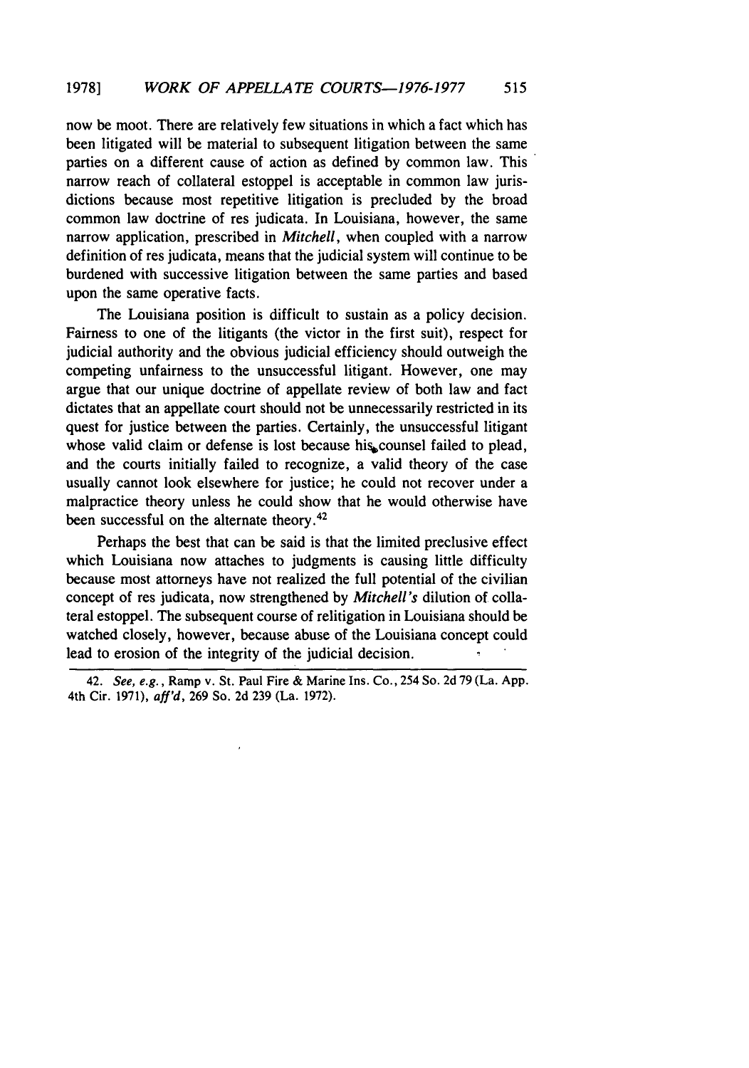now be moot. There are relatively few situations in which a fact which has been litigated will be material to subsequent litigation between the same parties on a different cause of action as defined by common law. This narrow reach of collateral estoppel is acceptable in common law jurisdictions because most repetitive litigation is precluded by the broad common law doctrine of res judicata. In Louisiana, however, the same narrow application, prescribed in *Mitchell*, when coupled with a narrow definition of res judicata, means that the judicial system will continue to be burdened with successive litigation between the same parties and based upon the same operative facts.

The Louisiana position is difficult to sustain as a policy decision. Fairness to one of the litigants (the victor in the first suit), respect for judicial authority and the obvious judicial efficiency should outweigh the competing unfairness to the unsuccessful litigant. However, one may argue that our unique doctrine of appellate review of both law and fact dictates that an appellate court should not be unnecessarily restricted in its quest for justice between the parties. Certainly, the unsuccessful litigant whose valid claim or defense is lost because his counsel failed to plead, and the courts initially failed to recognize, a valid theory of the case usually cannot look elsewhere for justice; he could not recover under a malpractice theory unless he could show that he would otherwise have been successful on the alternate theory.[42]

Perhaps the best that can be said is that the limited preclusive effect which Louisiana now attaches to judgments is causing little difficulty because most attorneys have not realized the full potential of the civilian concept of res judicata, now strengthened by *Mitchell's* dilution of collateral estoppel. The subsequent course of relitigation in Louisiana should be watched closely, however, because abuse of the Louisiana concept could lead to erosion of the integrity of the judicial decision.

---

42. *See, e.g.*, Ramp v. St. Paul Fire & Marine Ins. Co., 254 So. 2d 79 (La. App. 4th Cir. 1971), *aff'd*, 269 So. 2d 239 (La. 1972).